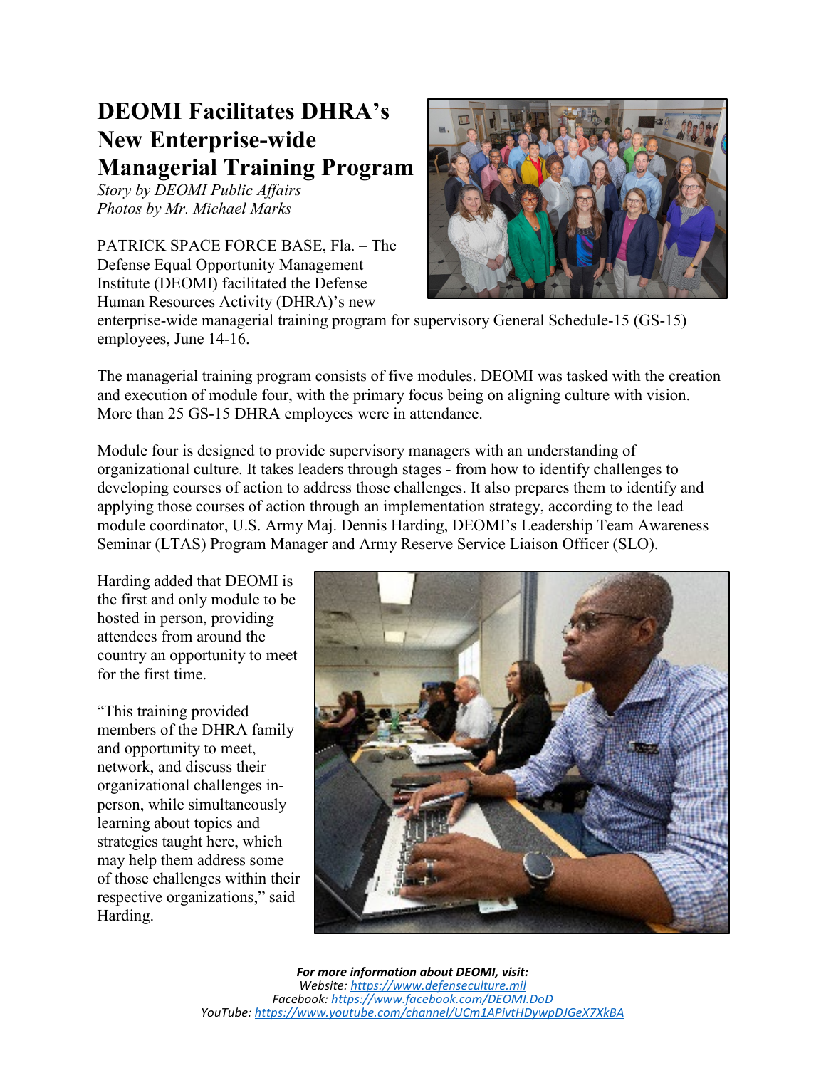# DEOMI Facilitates DHRA's New Enterprise-wide Managerial Training Program

*Story by DEOMI Public Affairs*
*Photos by Mr. Michael Marks*

PATRICK SPACE FORCE BASE, Fla. – The Defense Equal Opportunity Management Institute (DEOMI) facilitated the Defense Human Resources Activity (DHRA)'s new enterprise-wide managerial training program for supervisory General Schedule-15 (GS-15) employees, June 14-16.

The managerial training program consists of five modules. DEOMI was tasked with the creation and execution of module four, with the primary focus being on aligning culture with vision. More than 25 GS-15 DHRA employees were in attendance.

Module four is designed to provide supervisory managers with an understanding of organizational culture. It takes leaders through stages - from how to identify challenges to developing courses of action to address those challenges. It also prepares them to identify and applying those courses of action through an implementation strategy, according to the lead module coordinator, U.S. Army Maj. Dennis Harding, DEOMI's Leadership Team Awareness Seminar (LTAS) Program Manager and Army Reserve Service Liaison Officer (SLO).

Harding added that DEOMI is the first and only module to be hosted in person, providing attendees from around the country an opportunity to meet for the first time.

"This training provided members of the DHRA family and opportunity to meet, network, and discuss their organizational challenges in-person, while simultaneously learning about topics and strategies taught here, which may help them address some of those challenges within their respective organizations," said Harding.

***For more information about DEOMI, visit:***
*Website: https://www.defenseculture.mil*
*Facebook: https://www.facebook.com/DEOMI.DoD*
*YouTube: https://www.youtube.com/channel/UCm1APivtHDywpDJGeX7XkBA*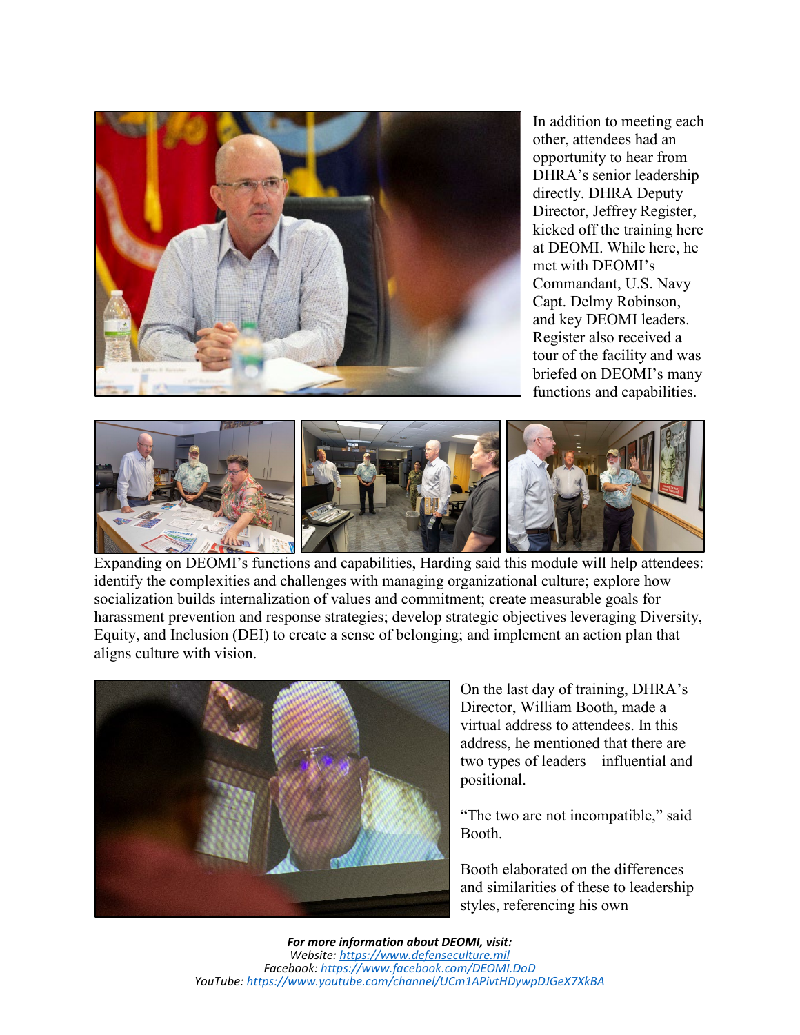In addition to meeting each other, attendees had an opportunity to hear from DHRA's senior leadership directly. DHRA Deputy Director, Jeffrey Register, kicked off the training here at DEOMI. While here, he met with DEOMI's Commandant, U.S. Navy Capt. Delmy Robinson, and key DEOMI leaders. Register also received a tour of the facility and was briefed on DEOMI's many functions and capabilities.

Expanding on DEOMI's functions and capabilities, Harding said this module will help attendees: identify the complexities and challenges with managing organizational culture; explore how socialization builds internalization of values and commitment; create measurable goals for harassment prevention and response strategies; develop strategic objectives leveraging Diversity, Equity, and Inclusion (DEI) to create a sense of belonging; and implement an action plan that aligns culture with vision.

On the last day of training, DHRA's Director, William Booth, made a virtual address to attendees. In this address, he mentioned that there are two types of leaders – influential and positional.

"The two are not incompatible," said Booth.

Booth elaborated on the differences and similarities of these to leadership styles, referencing his own

***For more information about DEOMI, visit:***
*Website: https://www.defenseculture.mil*
*Facebook: https://www.facebook.com/DEOMI.DoD*
*YouTube: https://www.youtube.com/channel/UCm1APivtHDywpDJGeX7XkBA*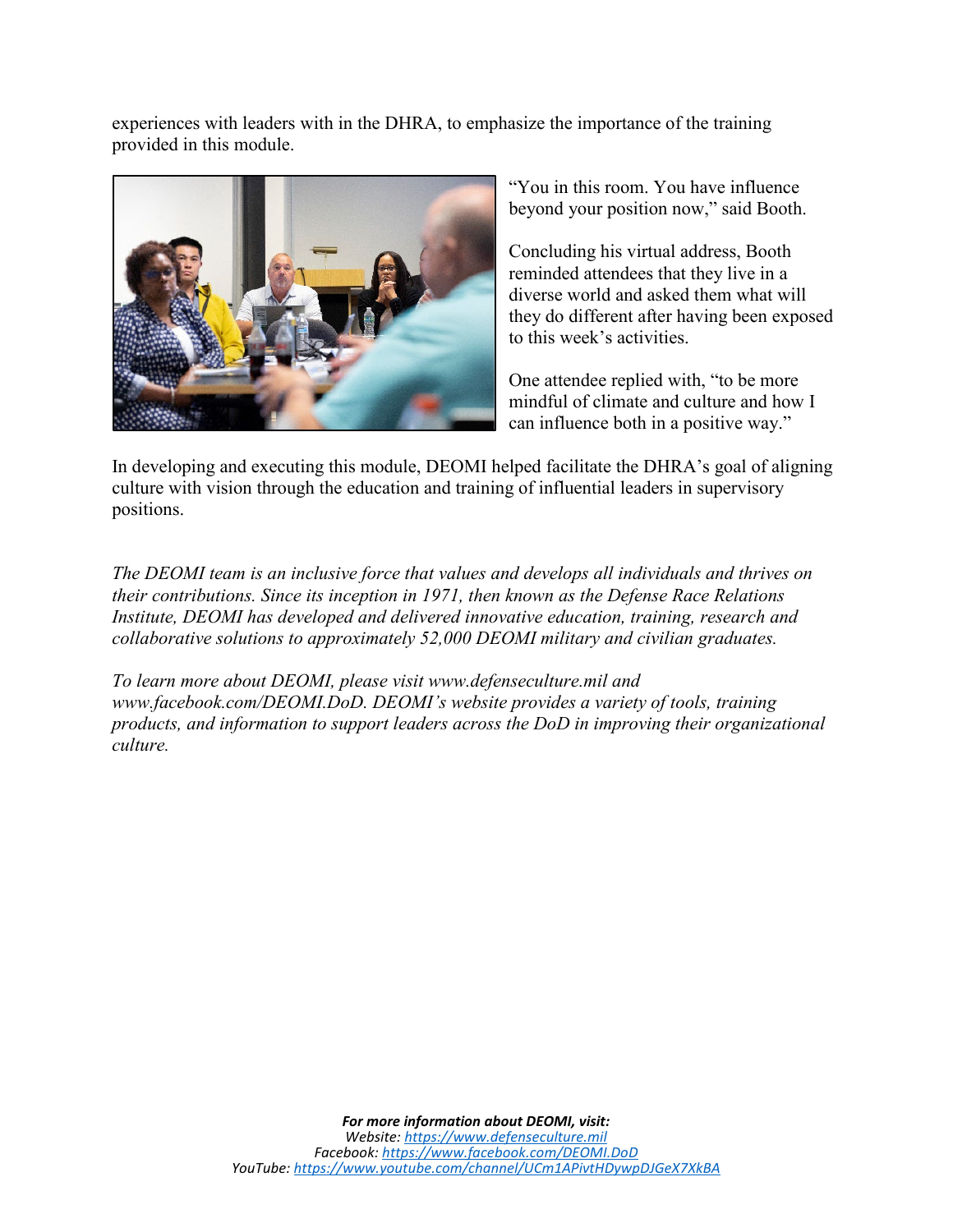experiences with leaders with in the DHRA, to emphasize the importance of the training provided in this module.

"You in this room. You have influence beyond your position now," said Booth.

Concluding his virtual address, Booth reminded attendees that they live in a diverse world and asked them what will they do different after having been exposed to this week's activities.

One attendee replied with, "to be more mindful of climate and culture and how I can influence both in a positive way."

In developing and executing this module, DEOMI helped facilitate the DHRA's goal of aligning culture with vision through the education and training of influential leaders in supervisory positions.

*The DEOMI team is an inclusive force that values and develops all individuals and thrives on their contributions. Since its inception in 1971, then known as the Defense Race Relations Institute, DEOMI has developed and delivered innovative education, training, research and collaborative solutions to approximately 52,000 DEOMI military and civilian graduates.*

*To learn more about DEOMI, please visit www.defenseculture.mil and www.facebook.com/DEOMI.DoD. DEOMI's website provides a variety of tools, training products, and information to support leaders across the DoD in improving their organizational culture.*

***For more information about DEOMI, visit:***
*Website: [https://www.defenseculture.mil](https://www.defenseculture.mil)*
*Facebook: [https://www.facebook.com/DEOMI.DoD](https://www.facebook.com/DEOMI.DoD)*
*YouTube: [https://www.youtube.com/channel/UCm1APivtHDywpDJGeX7XkBA](https://www.youtube.com/channel/UCm1APivtHDywpDJGeX7XkBA)*